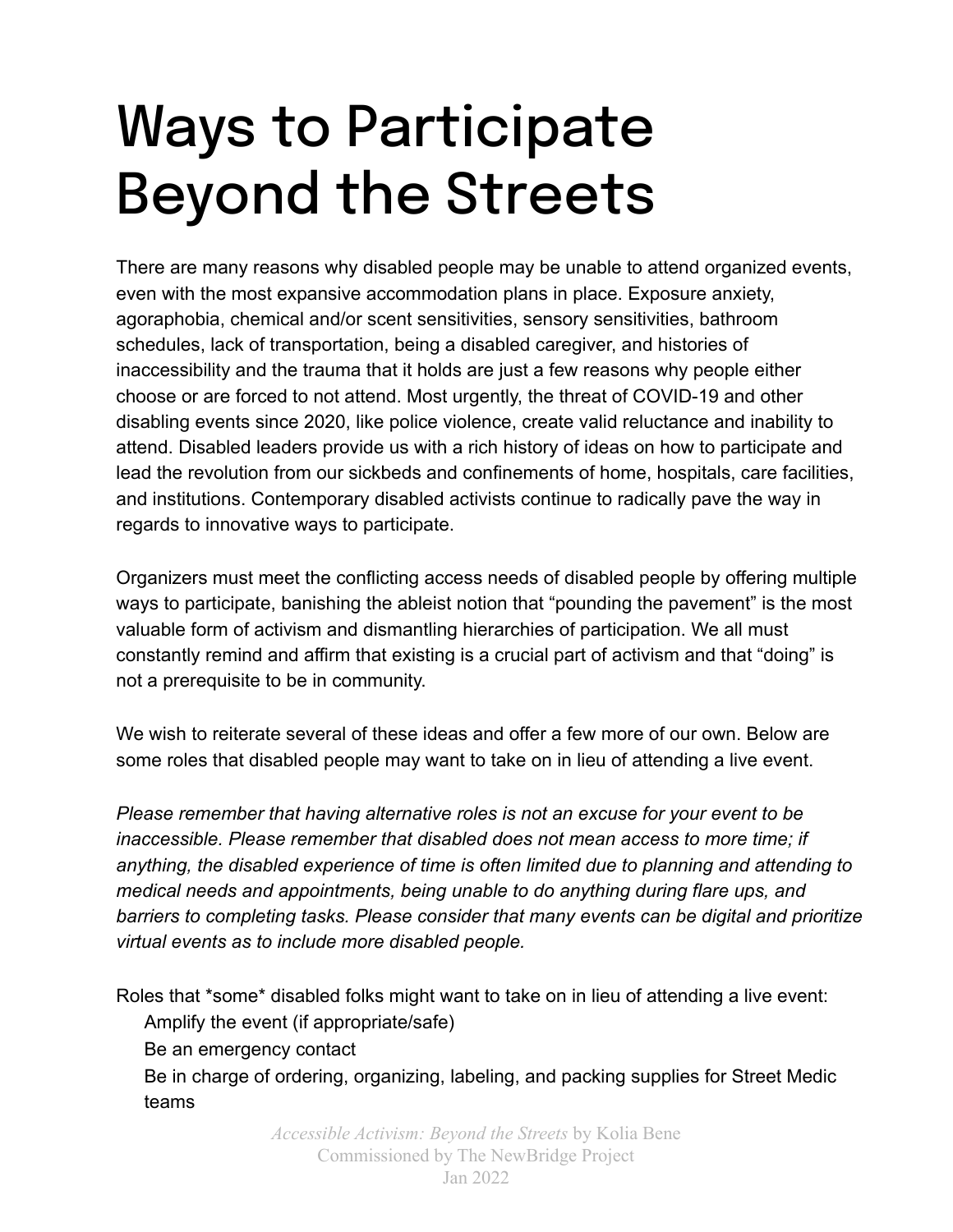# Ways to Participate Beyond the Streets

There are many reasons why disabled people may be unable to attend organized events, even with the most expansive accommodation plans in place. Exposure anxiety, agoraphobia, chemical and/or scent sensitivities, sensory sensitivities, bathroom schedules, lack of transportation, being a disabled caregiver, and histories of inaccessibility and the trauma that it holds are just a few reasons why people either choose or are forced to not attend. Most urgently, the threat of COVID-19 and other disabling events since 2020, like police violence, create valid reluctance and inability to attend. Disabled leaders provide us with a rich history of ideas on how to participate and lead the revolution from our sickbeds and confinements of home, hospitals, care facilities, and institutions. Contemporary disabled activists continue to radically pave the way in regards to innovative ways to participate.

Organizers must meet the conflicting access needs of disabled people by offering multiple ways to participate, banishing the ableist notion that "pounding the pavement" is the most valuable form of activism and dismantling hierarchies of participation. We all must constantly remind and affirm that existing is a crucial part of activism and that "doing" is not a prerequisite to be in community.

We wish to reiterate several of these ideas and offer a few more of our own. Below are some roles that disabled people may want to take on in lieu of attending a live event.

*Please remember that having alternative roles is not an excuse for your event to be inaccessible. Please remember that disabled does not mean access to more time; if anything, the disabled experience of time is often limited due to planning and attending to medical needs and appointments, being unable to do anything during flare ups, and barriers to completing tasks. Please consider that many events can be digital and prioritize virtual events as to include more disabled people.*

Roles that *some* disabled folks might want to take on in lieu of attending a live event:

- Amplify the event (if appropriate/safe)
- Be an emergency contact
- Be in charge of ordering, organizing, labeling, and packing supplies for Street Medic teams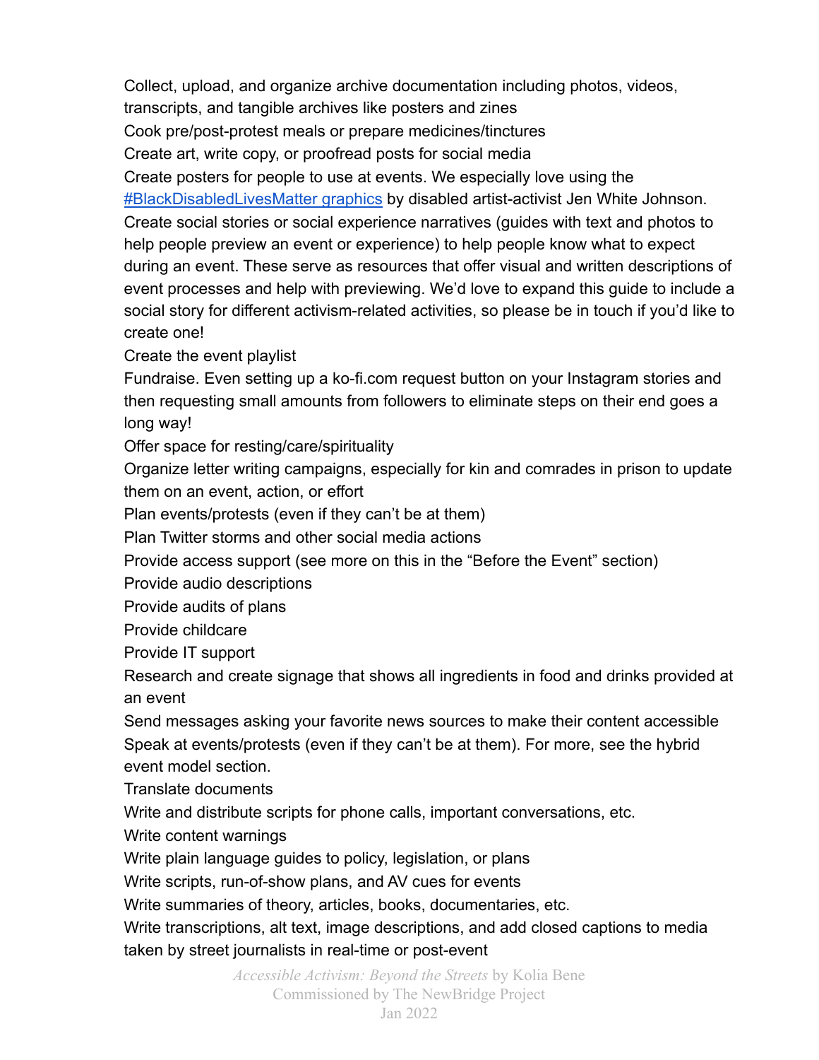Collect, upload, and organize archive documentation including photos, videos, transcripts, and tangible archives like posters and zines

Cook pre/post-protest meals or prepare medicines/tinctures

Create art, write copy, or proofread posts for social media

Create posters for people to use at events. We especially love using the #BlackDisabledLivesMatter graphics by disabled artist-activist Jen White Johnson.

Create social stories or social experience narratives (guides with text and photos to help people preview an event or experience) to help people know what to expect during an event. These serve as resources that offer visual and written descriptions of event processes and help with previewing. We'd love to expand this guide to include a social story for different activism-related activities, so please be in touch if you'd like to create one!

Create the event playlist

Fundraise. Even setting up a ko-fi.com request button on your Instagram stories and then requesting small amounts from followers to eliminate steps on their end goes a long way!

Offer space for resting/care/spirituality

Organize letter writing campaigns, especially for kin and comrades in prison to update them on an event, action, or effort

Plan events/protests (even if they can't be at them)

Plan Twitter storms and other social media actions

Provide access support (see more on this in the "Before the Event" section)

Provide audio descriptions

Provide audits of plans

Provide childcare

Provide IT support

Research and create signage that shows all ingredients in food and drinks provided at an event

Send messages asking your favorite news sources to make their content accessible

Speak at events/protests (even if they can't be at them). For more, see the hybrid event model section.

Translate documents

Write and distribute scripts for phone calls, important conversations, etc.

Write content warnings

Write plain language guides to policy, legislation, or plans

Write scripts, run-of-show plans, and AV cues for events

Write summaries of theory, articles, books, documentaries, etc.

Write transcriptions, alt text, image descriptions, and add closed captions to media taken by street journalists in real-time or post-event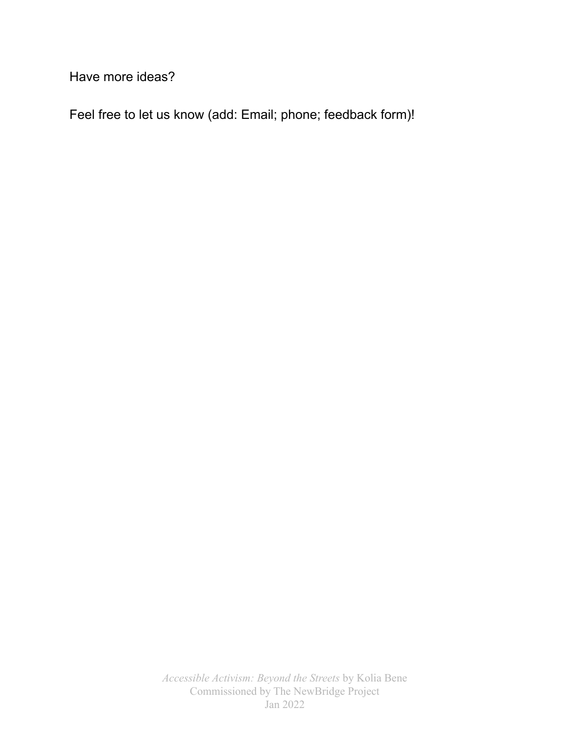Have more ideas?

Feel free to let us know (add: Email; phone; feedback form)!